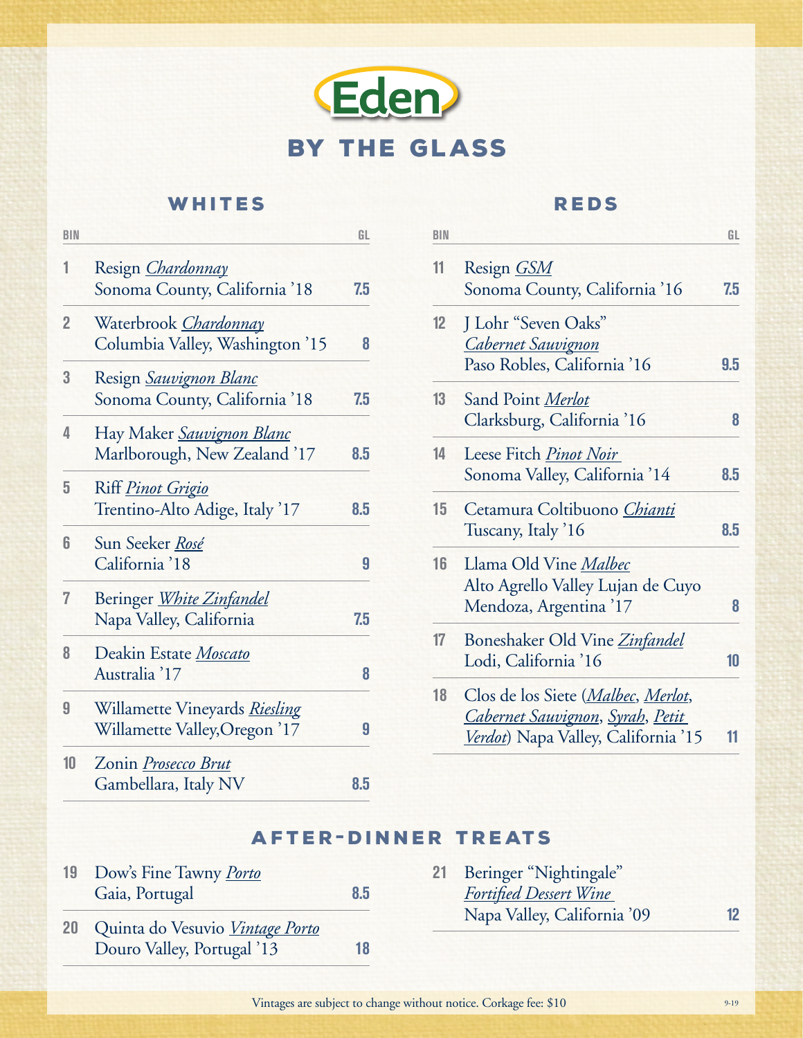# Eden

## BY THE GLASS

### WHITES

| BIN | | GL |
|---|---|---|
| 1 | Resign *Chardonnay*<br>Sonoma County, California '18 | 7.5 |
| 2 | Waterbrook *Chardonnay*<br>Columbia Valley, Washington '15 | 8 |
| 3 | Resign *Sauvignon Blanc*<br>Sonoma County, California '18 | 7.5 |
| 4 | Hay Maker *Sauvignon Blanc*<br>Marlborough, New Zealand '17 | 8.5 |
| 5 | Riff *Pinot Grigio*<br>Trentino-Alto Adige, Italy '17 | 8.5 |
| 6 | Sun Seeker *Rosé*<br>California '18 | 9 |
| 7 | Beringer *White Zinfandel*<br>Napa Valley, California | 7.5 |
| 8 | Deakin Estate *Moscato*<br>Australia '17 | 8 |
| 9 | Willamette Vineyards *Riesling*<br>Willamette Valley,Oregon '17 | 9 |
| 10 | Zonin *Prosecco Brut*<br>Gambellara, Italy NV | 8.5 |

### REDS

| BIN | | GL |
|---|---|---|
| 11 | Resign *GSM*<br>Sonoma County, California '16 | 7.5 |
| 12 | J Lohr "Seven Oaks"<br>*Cabernet Sauvignon*<br>Paso Robles, California '16 | 9.5 |
| 13 | Sand Point *Merlot*<br>Clarksburg, California '16 | 8 |
| 14 | Leese Fitch *Pinot Noir*<br>Sonoma Valley, California '14 | 8.5 |
| 15 | Cetamura Coltibuono *Chianti*<br>Tuscany, Italy '16 | 8.5 |
| 16 | Llama Old Vine *Malbec*<br>Alto Agrello Valley Lujan de Cuyo<br>Mendoza, Argentina '17 | 8 |
| 17 | Boneshaker Old Vine *Zinfandel*<br>Lodi, California '16 | 10 |
| 18 | Clos de los Siete (*Malbec*, *Merlot*, *Cabernet Sauvignon*, *Syrah*, *Petit Verdot*) Napa Valley, California '15 | 11 |

### AFTER-DINNER TREATS

| | | |
|---|---|---|
| 19 | Dow's Fine Tawny *Porto*<br>Gaia, Portugal | 8.5 |
| 20 | Quinta do Vesuvio *Vintage Porto*<br>Douro Valley, Portugal '13 | 18 |
| 21 | Beringer "Nightingale"<br>*Fortified Dessert Wine*<br>Napa Valley, California '09 | 12 |

Vintages are subject to change without notice. Corkage fee: $10

9-19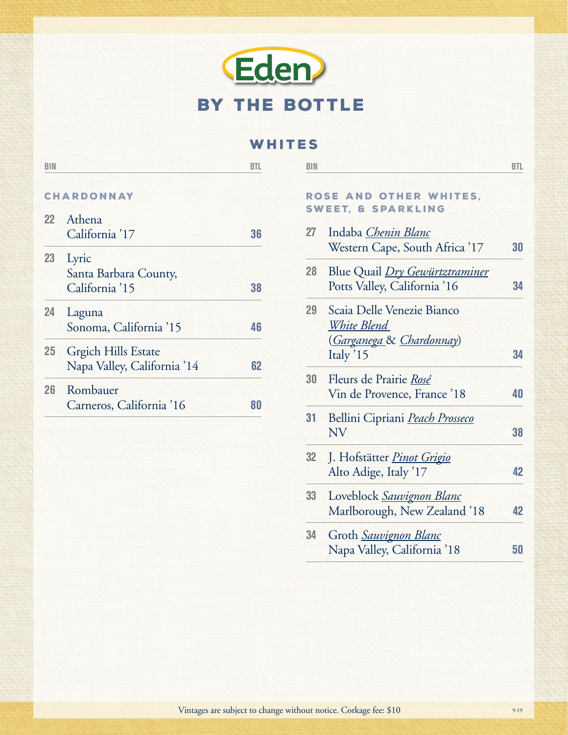# Eden

## BY THE BOTTLE

### WHITES

#### CHARDONNAY

| BIN | | BTL |
|---|---|---|
| 22 | Athena<br>California '17 | 36 |
| 23 | Lyric<br>Santa Barbara County, California '15 | 38 |
| 24 | Laguna<br>Sonoma, California '15 | 46 |
| 25 | Grgich Hills Estate<br>Napa Valley, California '14 | 62 |
| 26 | Rombauer<br>Carneros, California '16 | 80 |

#### ROSE AND OTHER WHITES, SWEET, & SPARKLING

| BIN | | BTL |
|---|---|---|
| 27 | Indaba *Chenin Blanc*<br>Western Cape, South Africa '17 | 30 |
| 28 | Blue Quail *Dry Gewürztraminer*<br>Potts Valley, California '16 | 34 |
| 29 | Scaia Delle Venezie Bianco<br>*White Blend*<br>(*Garganega* & *Chardonnay*)<br>Italy '15 | 34 |
| 30 | Fleurs de Prairie *Rosé*<br>Vin de Provence, France '18 | 40 |
| 31 | Bellini Cipriani *Peach Prosseco*<br>NV | 38 |
| 32 | J. Hofstätter *Pinot Grigio*<br>Alto Adige, Italy '17 | 42 |
| 33 | Loveblock *Sauvignon Blanc*<br>Marlborough, New Zealand '18 | 42 |
| 34 | Groth *Sauvignon Blanc*<br>Napa Valley, California '18 | 50 |

Vintages are subject to change without notice. Corkage fee: $10

9-19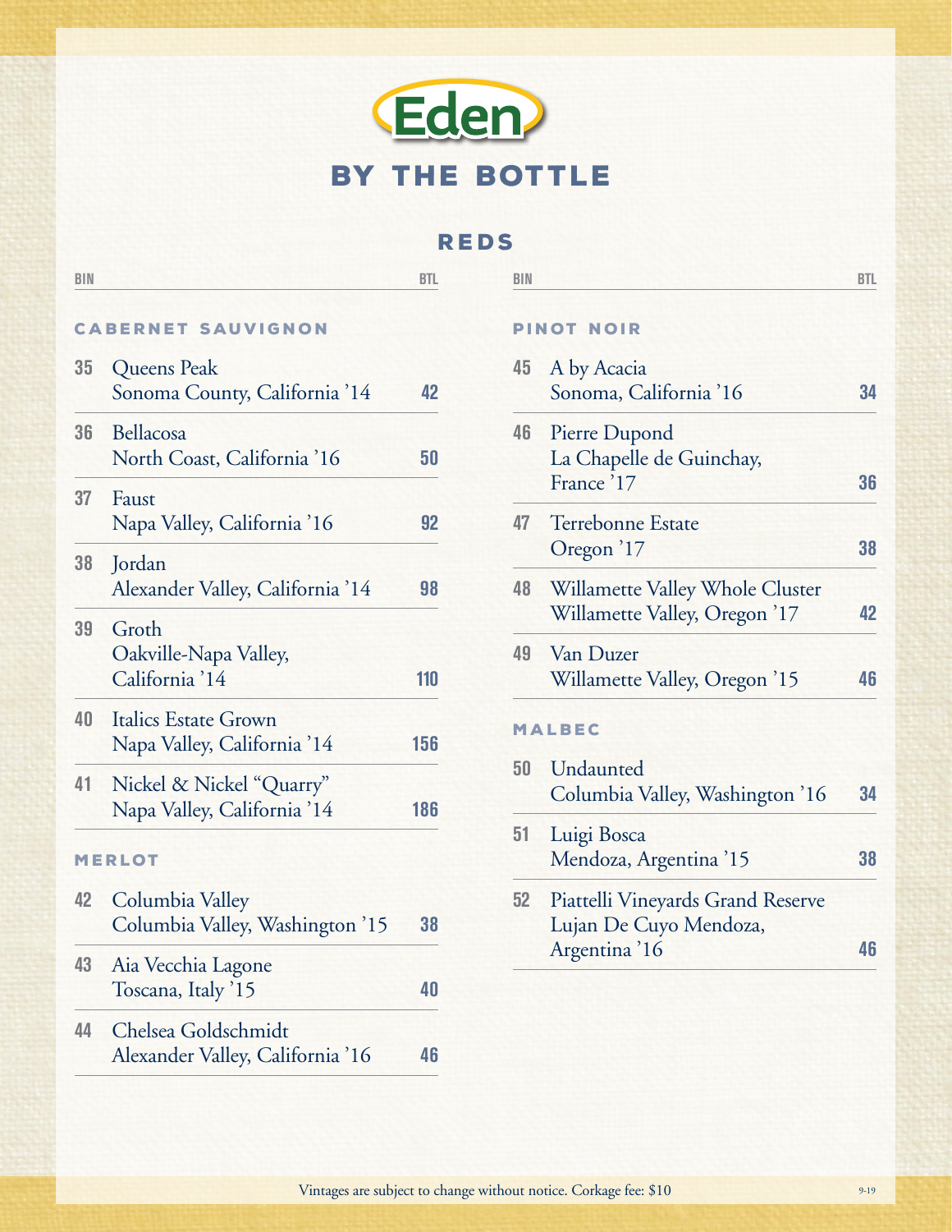# Eden

## BY THE BOTTLE

## REDS

### CABERNET SAUVIGNON

| BIN | | BTL |
|---|---|---|
| 35 | Queens Peak<br>Sonoma County, California '14 | 42 |
| 36 | Bellacosa<br>North Coast, California '16 | 50 |
| 37 | Faust<br>Napa Valley, California '16 | 92 |
| 38 | Jordan<br>Alexander Valley, California '14 | 98 |
| 39 | Groth<br>Oakville-Napa Valley, California '14 | 110 |
| 40 | Italics Estate Grown<br>Napa Valley, California '14 | 156 |
| 41 | Nickel & Nickel "Quarry"<br>Napa Valley, California '14 | 186 |

### MERLOT

| BIN | | BTL |
|---|---|---|
| 42 | Columbia Valley<br>Columbia Valley, Washington '15 | 38 |
| 43 | Aia Vecchia Lagone<br>Toscana, Italy '15 | 40 |
| 44 | Chelsea Goldschmidt<br>Alexander Valley, California '16 | 46 |

### PINOT NOIR

| BIN | | BTL |
|---|---|---|
| 45 | A by Acacia<br>Sonoma, California '16 | 34 |
| 46 | Pierre Dupond<br>La Chapelle de Guinchay, France '17 | 36 |
| 47 | Terrebonne Estate<br>Oregon '17 | 38 |
| 48 | Willamette Valley Whole Cluster<br>Willamette Valley, Oregon '17 | 42 |
| 49 | Van Duzer<br>Willamette Valley, Oregon '15 | 46 |

### MALBEC

| BIN | | BTL |
|---|---|---|
| 50 | Undaunted<br>Columbia Valley, Washington '16 | 34 |
| 51 | Luigi Bosca<br>Mendoza, Argentina '15 | 38 |
| 52 | Piattelli Vineyards Grand Reserve<br>Lujan De Cuyo Mendoza, Argentina '16 | 46 |

Vintages are subject to change without notice. Corkage fee: $10

9-19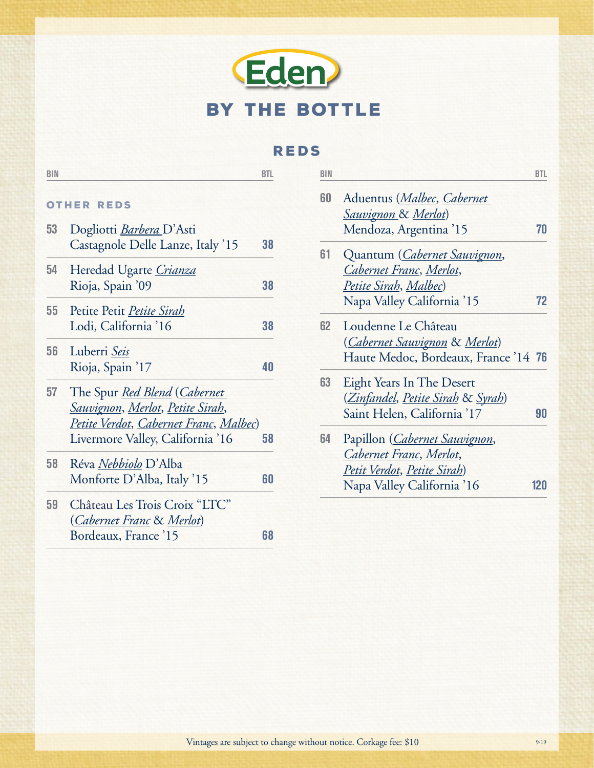# Eden

## BY THE BOTTLE

### REDS

| BIN | | BTL |
|---|---|---|
| | **OTHER REDS** | |
| 53 | Dogliotti *Barbera* D'Asti<br>Castagnole Delle Lanze, Italy '15 | 38 |
| 54 | Heredad Ugarte *Crianza*<br>Rioja, Spain '09 | 38 |
| 55 | Petite Petit *Petite Sirah*<br>Lodi, California '16 | 38 |
| 56 | Luberri *Seis*<br>Rioja, Spain '17 | 40 |
| 57 | The Spur *Red Blend* (*Cabernet Sauvignon*, *Merlot*, *Petite Sirah*, *Petite Verdot*, *Cabernet Franc*, *Malbec*)<br>Livermore Valley, California '16 | 58 |
| 58 | Réva *Nebbiolo* D'Alba<br>Monforte D'Alba, Italy '15 | 60 |
| 59 | Château Les Trois Croix "LTC" (*Cabernet Franc* & *Merlot*)<br>Bordeaux, France '15 | 68 |
| 60 | Aduentus (*Malbec*, *Cabernet Sauvignon* & *Merlot*)<br>Mendoza, Argentina '15 | 70 |
| 61 | Quantum (*Cabernet Sauvignon*, *Cabernet Franc*, *Merlot*, *Petite Sirah*, *Malbec*)<br>Napa Valley California '15 | 72 |
| 62 | Loudenne Le Château (*Cabernet Sauvignon* & *Merlot*)<br>Haute Medoc, Bordeaux, France '14 | 76 |
| 63 | Eight Years In The Desert (*Zinfandel*, *Petite Sirah* & *Syrah*)<br>Saint Helen, California '17 | 90 |
| 64 | Papillon (*Cabernet Sauvignon*, *Cabernet Franc*, *Merlot*, *Petit Verdot*, *Petite Sirah*)<br>Napa Valley California '16 | 120 |

Vintages are subject to change without notice. Corkage fee: $10

9-19